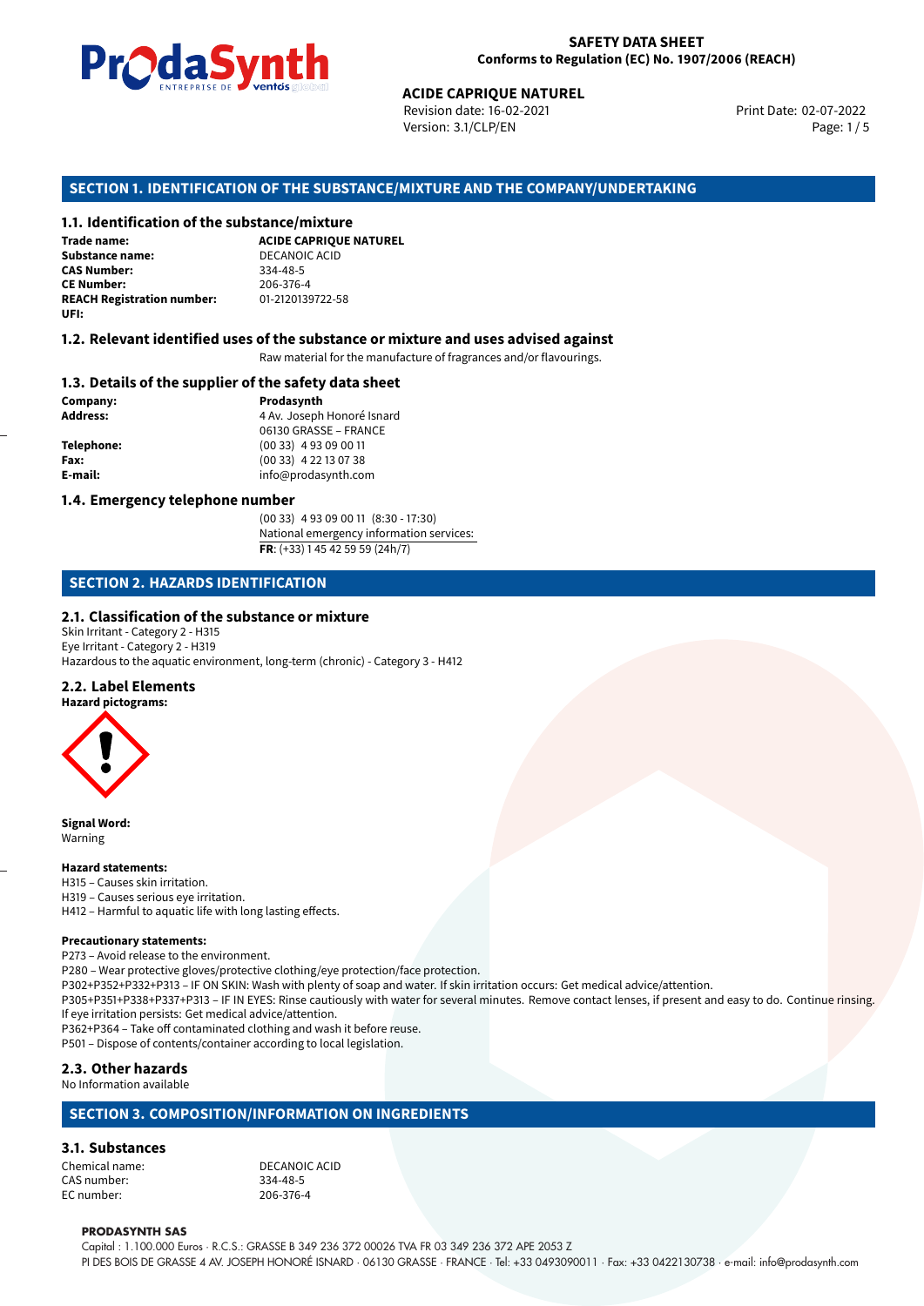**SAFETY DATA SHEET**
**Conforms to Regulation (EC) No. 1907/2006 (REACH)**

**ACIDE CAPRIQUE NATUREL**
Revision date: 16-02-2021
Version: 3.1/CLP/EN
Print Date: 02-07-2022

## SECTION 1. IDENTIFICATION OF THE SUBSTANCE/MIXTURE AND THE COMPANY/UNDERTAKING

### 1.1. Identification of the substance/mixture

**Trade name:** **ACIDE CAPRIQUE NATUREL**
**Substance name:** DECANOIC ACID
**CAS Number:** 334-48-5
**CE Number:** 206-376-4
**REACH Registration number:** 01-2120139722-58
**UFI:**

### 1.2. Relevant identified uses of the substance or mixture and uses advised against

Raw material for the manufacture of fragrances and/or flavourings.

### 1.3. Details of the supplier of the safety data sheet

**Company:** **Prodasynth**
**Address:** 4 Av. Joseph Honoré Isnard
06130 GRASSE – FRANCE
**Telephone:** (00 33) 4 93 09 00 11
**Fax:** (00 33) 4 22 13 07 38
**E-mail:** info@prodasynth.com

### 1.4. Emergency telephone number

(00 33) 4 93 09 00 11 (8:30 - 17:30)
National emergency information services:
**FR**: (+33) 1 45 42 59 59 (24h/7)

## SECTION 2. HAZARDS IDENTIFICATION

### 2.1. Classification of the substance or mixture

Skin Irritant - Category 2 - H315
Eye Irritant - Category 2 - H319
Hazardous to the aquatic environment, long-term (chronic) - Category 3 - H412

### 2.2. Label Elements

**Hazard pictograms:**

**Signal Word:**
Warning

**Hazard statements:**
H315 – Causes skin irritation.
H319 – Causes serious eye irritation.
H412 – Harmful to aquatic life with long lasting effects.

**Precautionary statements:**
P273 – Avoid release to the environment.
P280 – Wear protective gloves/protective clothing/eye protection/face protection.
P302+P352+P332+P313 – IF ON SKIN: Wash with plenty of soap and water. If skin irritation occurs: Get medical advice/attention.
P305+P351+P338+P337+P313 – IF IN EYES: Rinse cautiously with water for several minutes. Remove contact lenses, if present and easy to do. Continue rinsing. If eye irritation persists: Get medical advice/attention.
P362+P364 – Take off contaminated clothing and wash it before reuse.
P501 – Dispose of contents/container according to local legislation.

### 2.3. Other hazards

No Information available

## SECTION 3. COMPOSITION/INFORMATION ON INGREDIENTS

### 3.1. Substances

Chemical name: DECANOIC ACID
CAS number: 334-48-5
EC number: 206-376-4

**PRODASYNTH SAS**
Capital : 1.100.000 Euros · R.C.S.: GRASSE B 349 236 372 00026 TVA FR 03 349 236 372 APE 2053 Z
PI DES BOIS DE GRASSE 4 AV. JOSEPH HONORÉ ISNARD · 06130 GRASSE · FRANCE · Tel: +33 0493090011 · Fax: +33 0422130738 · e-mail: info@prodasynth.com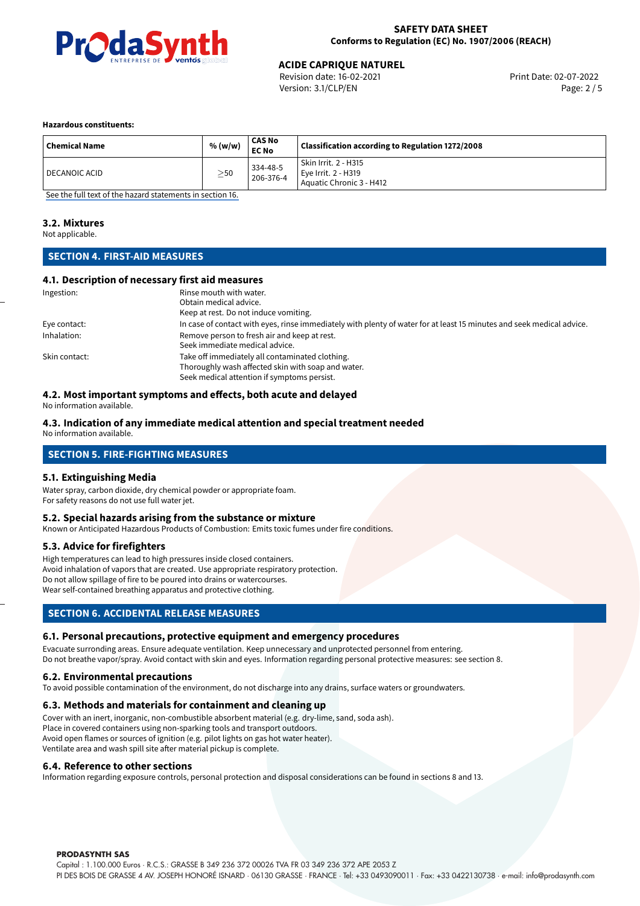**Hazardous constituents:**

| Chemical Name | % (w/w) | CAS No<br>EC No | Classification according to Regulation 1272/2008 |
|---|---|---|---|
| DECANOIC ACID | ≥50 | 334-48-5<br>206-376-4 | Skin Irrit. 2 - H315<br>Eye Irrit. 2 - H319<br>Aquatic Chronic 3 - H412 |

See the full text of the hazard statements in section 16.

### 3.2. Mixtures

Not applicable.

## SECTION 4. FIRST-AID MEASURES

### 4.1. Description of necessary first aid measures

Ingestion: Rinse mouth with water.
Obtain medical advice.
Keep at rest. Do not induce vomiting.

Eye contact: In case of contact with eyes, rinse immediately with plenty of water for at least 15 minutes and seek medical advice.

Inhalation: Remove person to fresh air and keep at rest.
Seek immediate medical advice.

Skin contact: Take off immediately all contaminated clothing.
Thoroughly wash affected skin with soap and water.
Seek medical attention if symptoms persist.

### 4.2. Most important symptoms and effects, both acute and delayed

No information available.

### 4.3. Indication of any immediate medical attention and special treatment needed

No information available.

## SECTION 5. FIRE-FIGHTING MEASURES

### 5.1. Extinguishing Media

Water spray, carbon dioxide, dry chemical powder or appropriate foam.
For safety reasons do not use full water jet.

### 5.2. Special hazards arising from the substance or mixture

Known or Anticipated Hazardous Products of Combustion: Emits toxic fumes under fire conditions.

### 5.3. Advice for firefighters

High temperatures can lead to high pressures inside closed containers.
Avoid inhalation of vapors that are created. Use appropriate respiratory protection.
Do not allow spillage of fire to be poured into drains or watercourses.
Wear self-contained breathing apparatus and protective clothing.

## SECTION 6. ACCIDENTAL RELEASE MEASURES

### 6.1. Personal precautions, protective equipment and emergency procedures

Evacuate surronding areas. Ensure adequate ventilation. Keep unnecessary and unprotected personnel from entering.
Do not breathe vapor/spray. Avoid contact with skin and eyes. Information regarding personal protective measures: see section 8.

### 6.2. Environmental precautions

To avoid possible contamination of the environment, do not discharge into any drains, surface waters or groundwaters.

### 6.3. Methods and materials for containment and cleaning up

Cover with an inert, inorganic, non-combustible absorbent material (e.g. dry-lime, sand, soda ash).
Place in covered containers using non-sparking tools and transport outdoors.
Avoid open flames or sources of ignition (e.g. pilot lights on gas hot water heater).
Ventilate area and wash spill site after material pickup is complete.

### 6.4. Reference to other sections

Information regarding exposure controls, personal protection and disposal considerations can be found in sections 8 and 13.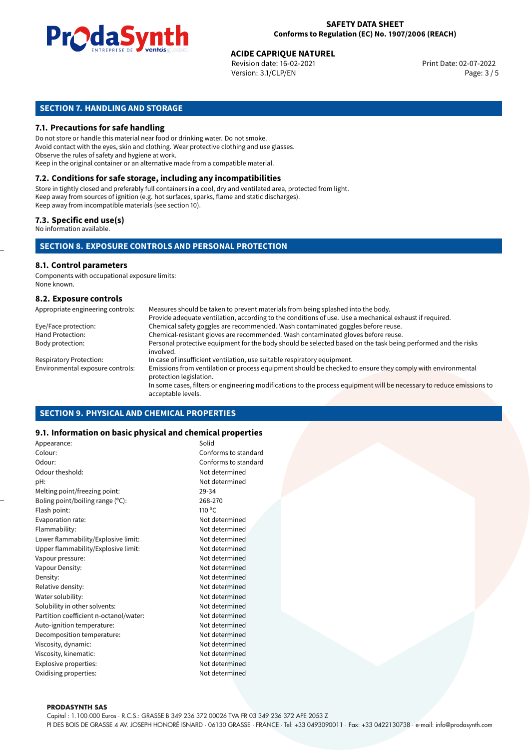## SECTION 7. HANDLING AND STORAGE

### 7.1. Precautions for safe handling

Do not store or handle this material near food or drinking water. Do not smoke.
Avoid contact with the eyes, skin and clothing. Wear protective clothing and use glasses.
Observe the rules of safety and hygiene at work.
Keep in the original container or an alternative made from a compatible material.

### 7.2. Conditions for safe storage, including any incompatibilities

Store in tightly closed and preferably full containers in a cool, dry and ventilated area, protected from light.
Keep away from sources of ignition (e.g. hot surfaces, sparks, flame and static discharges).
Keep away from incompatible materials (see section 10).

### 7.3. Specific end use(s)

No information available.

## SECTION 8. EXPOSURE CONTROLS AND PERSONAL PROTECTION

### 8.1. Control parameters

Components with occupational exposure limits:
None known.

### 8.2. Exposure controls

| | |
|---|---|
| Appropriate engineering controls: | Measures should be taken to prevent materials from being splashed into the body. Provide adequate ventilation, according to the conditions of use. Use a mechanical exhaust if required. |
| Eye/Face protection: | Chemical safety goggles are recommended. Wash contaminated goggles before reuse. |
| Hand Protection: | Chemical-resistant gloves are recommended. Wash contaminated gloves before reuse. |
| Body protection: | Personal protective equipment for the body should be selected based on the task being performed and the risks involved. |
| Respiratory Protection: | In case of insufficient ventilation, use suitable respiratory equipment. |
| Environmental exposure controls: | Emissions from ventilation or process equipment should be checked to ensure they comply with environmental protection legislation. In some cases, filters or engineering modifications to the process equipment will be necessary to reduce emissions to acceptable levels. |

## SECTION 9. PHYSICAL AND CHEMICAL PROPERTIES

### 9.1. Information on basic physical and chemical properties

| | |
|---|---|
| Appearance: | Solid |
| Colour: | Conforms to standard |
| Odour: | Conforms to standard |
| Odour theshold: | Not determined |
| pH: | Not determined |
| Melting point/freezing point: | 29-34 |
| Boling point/boiling range (°C): | 268-270 |
| Flash point: | 110 °C |
| Evaporation rate: | Not determined |
| Flammability: | Not determined |
| Lower flammability/Explosive limit: | Not determined |
| Upper flammability/Explosive limit: | Not determined |
| Vapour pressure: | Not determined |
| Vapour Density: | Not determined |
| Density: | Not determined |
| Relative density: | Not determined |
| Water solubility: | Not determined |
| Solubility in other solvents: | Not determined |
| Partition coefficient n-octanol/water: | Not determined |
| Auto-ignition temperature: | Not determined |
| Decomposition temperature: | Not determined |
| Viscosity, dynamic: | Not determined |
| Viscosity, kinematic: | Not determined |
| Explosive properties: | Not determined |
| Oxidising properties: | Not determined |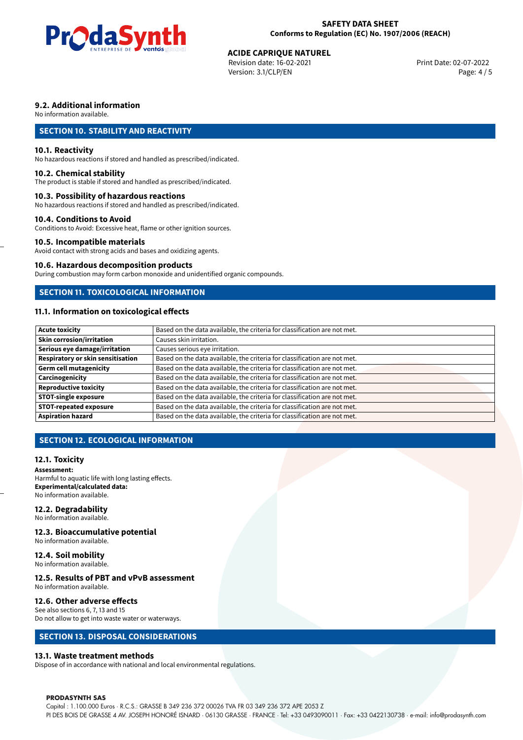### 9.2. Additional information

No information available.

## SECTION 10. STABILITY AND REACTIVITY

### 10.1. Reactivity

No hazardous reactions if stored and handled as prescribed/indicated.

### 10.2. Chemical stability

The product is stable if stored and handled as prescribed/indicated.

### 10.3. Possibility of hazardous reactions

No hazardous reactions if stored and handled as prescribed/indicated.

### 10.4. Conditions to Avoid

Conditions to Avoid: Excessive heat, flame or other ignition sources.

### 10.5. Incompatible materials

Avoid contact with strong acids and bases and oxidizing agents.

### 10.6. Hazardous decomposition products

During combustion may form carbon monoxide and unidentified organic compounds.

## SECTION 11. TOXICOLOGICAL INFORMATION

### 11.1. Information on toxicological effects

| | |
|---|---|
| **Acute toxicity** | Based on the data available, the criteria for classification are not met. |
| **Skin corrosion/irritation** | Causes skin irritation. |
| **Serious eye damage/irritation** | Causes serious eye irritation. |
| **Respiratory or skin sensitisation** | Based on the data available, the criteria for classification are not met. |
| **Germ cell mutagenicity** | Based on the data available, the criteria for classification are not met. |
| **Carcinogenicity** | Based on the data available, the criteria for classification are not met. |
| **Reproductive toxicity** | Based on the data available, the criteria for classification are not met. |
| **STOT-single exposure** | Based on the data available, the criteria for classification are not met. |
| **STOT-repeated exposure** | Based on the data available, the criteria for classification are not met. |
| **Aspiration hazard** | Based on the data available, the criteria for classification are not met. |

## SECTION 12. ECOLOGICAL INFORMATION

### 12.1. Toxicity

**Assessment:**

Harmful to aquatic life with long lasting effects.

**Experimental/calculated data:**

No information available.

### 12.2. Degradability

No information available.

### 12.3. Bioaccumulative potential

No information available.

### 12.4. Soil mobility

No information available.

### 12.5. Results of PBT and vPvB assessment

No information available.

### 12.6. Other adverse effects

See also sections 6, 7, 13 and 15

Do not allow to get into waste water or waterways.

## SECTION 13. DISPOSAL CONSIDERATIONS

### 13.1. Waste treatment methods

Dispose of in accordance with national and local environmental regulations.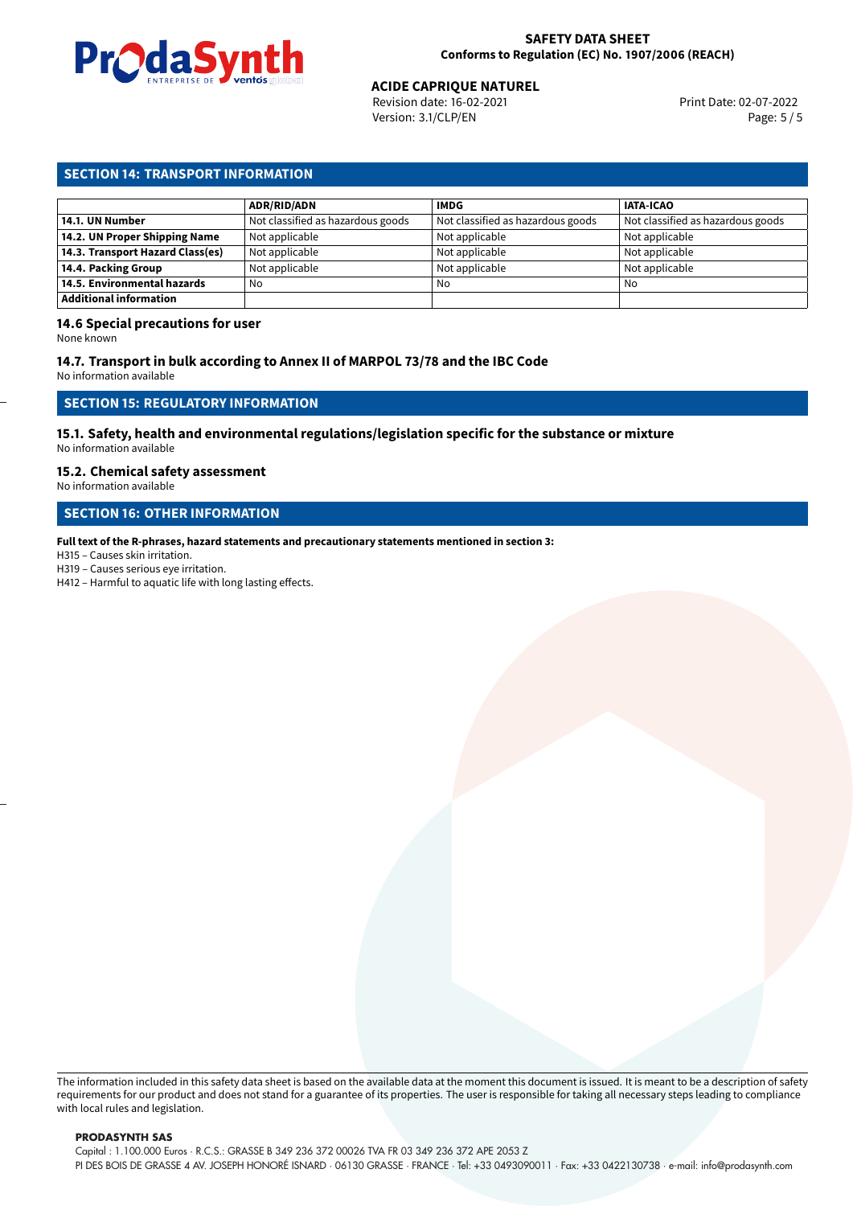## SECTION 14: TRANSPORT INFORMATION

| | ADR/RID/ADN | IMDG | IATA-ICAO |
|---|---|---|---|
| **14.1. UN Number** | Not classified as hazardous goods | Not classified as hazardous goods | Not classified as hazardous goods |
| **14.2. UN Proper Shipping Name** | Not applicable | Not applicable | Not applicable |
| **14.3. Transport Hazard Class(es)** | Not applicable | Not applicable | Not applicable |
| **14.4. Packing Group** | Not applicable | Not applicable | Not applicable |
| **14.5. Environmental hazards** | No | No | No |
| **Additional information** | | | |

### 14.6 Special precautions for user

None known

### 14.7. Transport in bulk according to Annex II of MARPOL 73/78 and the IBC Code

No information available

## SECTION 15: REGULATORY INFORMATION

### 15.1. Safety, health and environmental regulations/legislation specific for the substance or mixture

No information available

### 15.2. Chemical safety assessment

No information available

## SECTION 16: OTHER INFORMATION

**Full text of the R-phrases, hazard statements and precautionary statements mentioned in section 3:**

H315 – Causes skin irritation.
H319 – Causes serious eye irritation.
H412 – Harmful to aquatic life with long lasting effects.

The information included in this safety data sheet is based on the available data at the moment this document is issued. It is meant to be a description of safety requirements for our product and does not stand for a guarantee of its properties. The user is responsible for taking all necessary steps leading to compliance with local rules and legislation.

**PRODASYNTH SAS**

Capital : 1.100.000 Euros · R.C.S.: GRASSE B 349 236 372 00026 TVA FR 03 349 236 372 APE 2053 Z
PI DES BOIS DE GRASSE 4 AV. JOSEPH HONORÉ ISNARD · 06130 GRASSE · FRANCE · Tel: +33 0493090011 · Fax: +33 0422130738 · e-mail: info@prodasynth.com